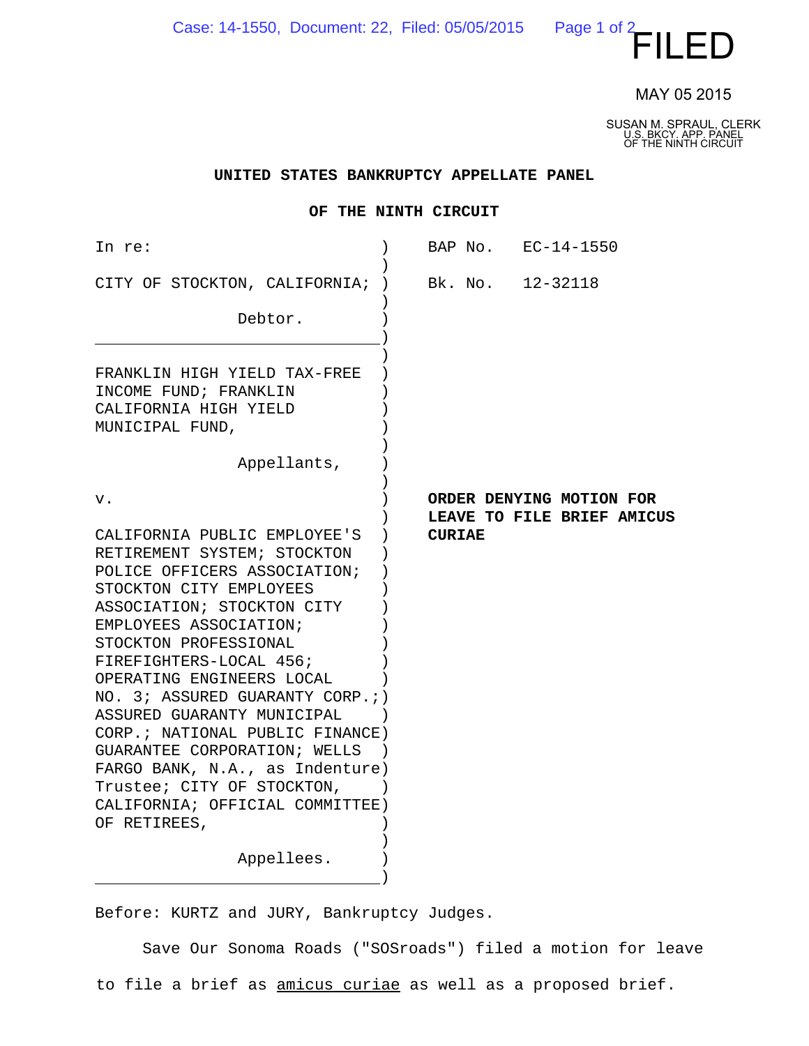FILED

MAY 05 2015

SUSAN M. SPRAUL, CLERK
U.S. BKCY. APP. PANEL
OF THE NINTH CIRCUIT

**UNITED STATES BANKRUPTCY APPELLATE PANEL**

**OF THE NINTH CIRCUIT**

| | |
|---|---|
| In re: | BAP No. EC-14-1550 |
| CITY OF STOCKTON, CALIFORNIA; | Bk. No. 12-32118 |
| Debtor. | |
| FRANKLIN HIGH YIELD TAX-FREE INCOME FUND; FRANKLIN CALIFORNIA HIGH YIELD MUNICIPAL FUND, | |
| Appellants, | |
| v. | **ORDER DENYING MOTION FOR LEAVE TO FILE BRIEF AMICUS CURIAE** |
| CALIFORNIA PUBLIC EMPLOYEE'S RETIREMENT SYSTEM; STOCKTON POLICE OFFICERS ASSOCIATION; STOCKTON CITY EMPLOYEES ASSOCIATION; STOCKTON CITY EMPLOYEES ASSOCIATION; STOCKTON PROFESSIONAL FIREFIGHTERS-LOCAL 456; OPERATING ENGINEERS LOCAL NO. 3; ASSURED GUARANTY CORP.; ASSURED GUARANTY MUNICIPAL CORP.; NATIONAL PUBLIC FINANCE GUARANTEE CORPORATION; WELLS FARGO BANK, N.A., as Indenture Trustee; CITY OF STOCKTON, CALIFORNIA; OFFICIAL COMMITTEE OF RETIREES, | |
| Appellees. | |

Before: KURTZ and JURY, Bankruptcy Judges.

Save Our Sonoma Roads ("SOSroads") filed a motion for leave to file a brief as amicus curiae as well as a proposed brief.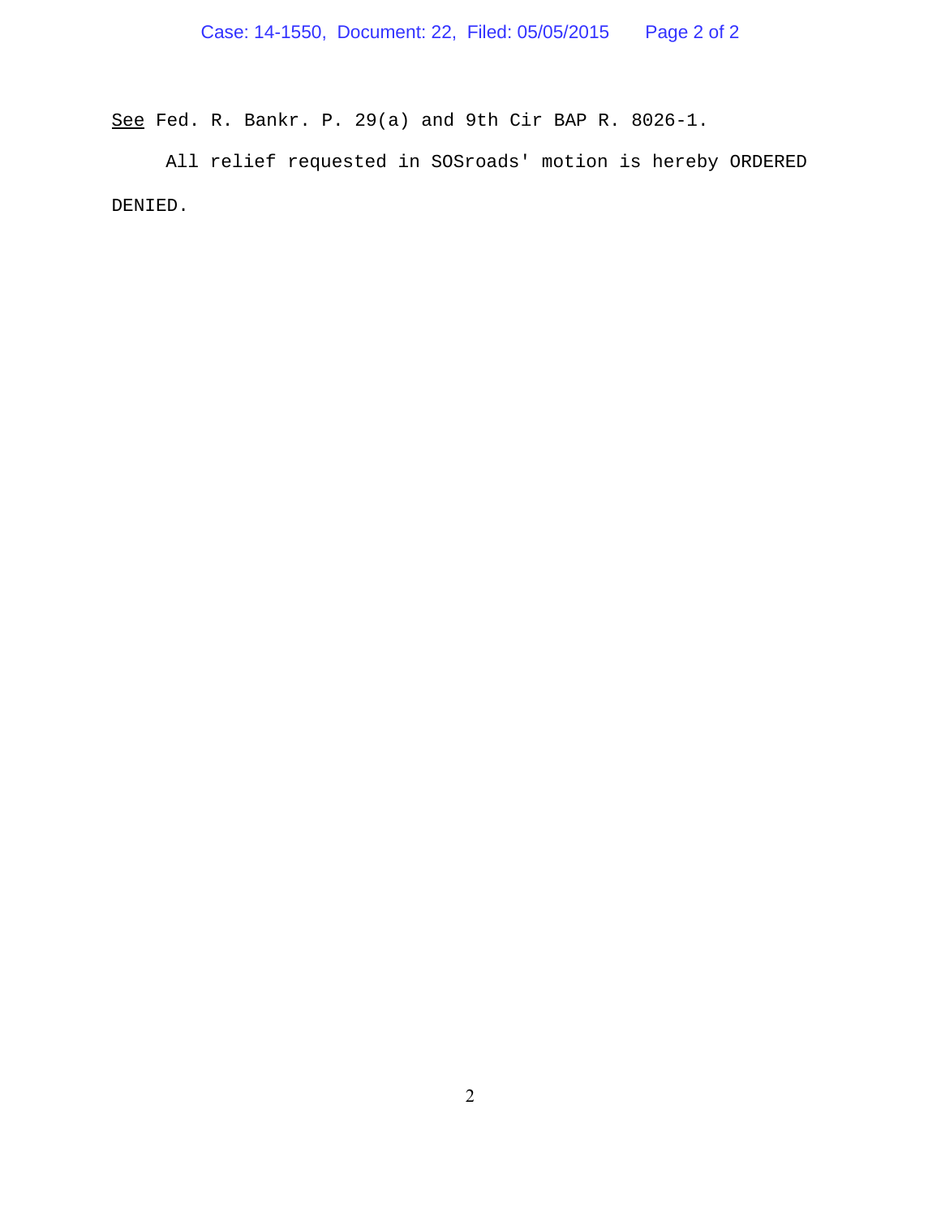*See* Fed. R. Bankr. P. 29(a) and 9th Cir BAP R. 8026-1.

All relief requested in SOSroads' motion is hereby ORDERED DENIED.